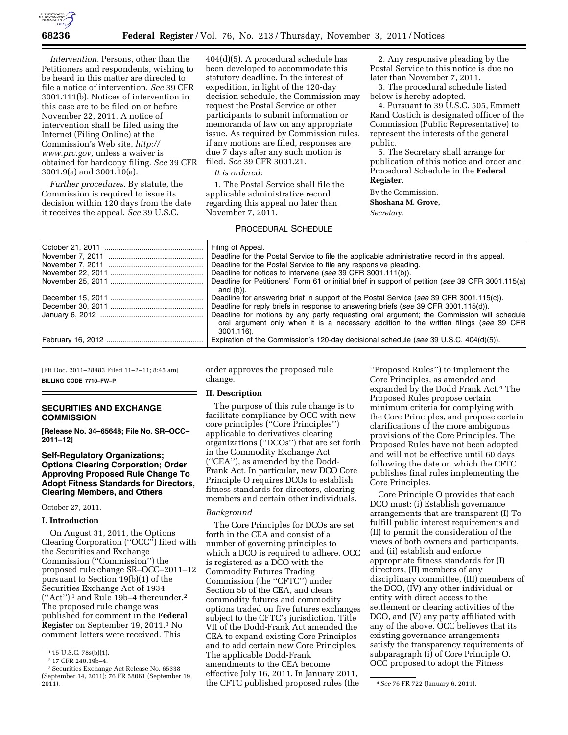*Intervention.* Persons, other than the Petitioners and respondents, wishing to be heard in this matter are directed to file a notice of intervention. *See* 39 CFR 3001.111(b). Notices of intervention in this case are to be filed on or before November 22, 2011. A notice of intervention shall be filed using the Internet (Filing Online) at the Commission's Web site, *http://www.prc.gov,* unless a waiver is obtained for hardcopy filing. *See* 39 CFR 3001.9(a) and 3001.10(a).

*Further procedures.* By statute, the Commission is required to issue its decision within 120 days from the date it receives the appeal. *See* 39 U.S.C. 404(d)(5). A procedural schedule has been developed to accommodate this statutory deadline. In the interest of expedition, in light of the 120-day decision schedule, the Commission may request the Postal Service or other participants to submit information or memoranda of law on any appropriate issue. As required by Commission rules, if any motions are filed, responses are due 7 days after any such motion is filed. *See* 39 CFR 3001.21.

*It is ordered*:

1. The Postal Service shall file the applicable administrative record regarding this appeal no later than November 7, 2011.

2. Any responsive pleading by the Postal Service to this notice is due no later than November 7, 2011.

3. The procedural schedule listed below is hereby adopted.

4. Pursuant to 39 U.S.C. 505, Emmett Rand Costich is designated officer of the Commission (Public Representative) to represent the interests of the general public.

5. The Secretary shall arrange for publication of this notice and order and Procedural Schedule in the **Federal Register**.

By the Commission.

**Shoshana M. Grove,**

*Secretary.*

PROCEDURAL SCHEDULE

| Date | Event |
|---|---|
| October 21, 2011 | Filing of Appeal. |
| November 7, 2011 | Deadline for the Postal Service to file the applicable administrative record in this appeal. |
| November 7, 2011 | Deadline for the Postal Service to file any responsive pleading. |
| November 22, 2011 | Deadline for notices to intervene (*see* 39 CFR 3001.111(b)). |
| November 25, 2011 | Deadline for Petitioners' Form 61 or initial brief in support of petition (*see* 39 CFR 3001.115(a) and (b)). |
| December 15, 2011 | Deadline for answering brief in support of the Postal Service (*see* 39 CFR 3001.115(c)). |
| December 30, 2011 | Deadline for reply briefs in response to answering briefs (*see* 39 CFR 3001.115(d)). |
| January 6, 2012 | Deadline for motions by any party requesting oral argument; the Commission will schedule oral argument only when it is a necessary addition to the written filings (*see* 39 CFR 3001.116). |
| February 16, 2012 | Expiration of the Commission's 120-day decisional schedule (*see* 39 U.S.C. 404(d)(5)). |

[FR Doc. 2011–28483 Filed 11–2–11; 8:45 am]

**BILLING CODE 7710–FW–P**

## SECURITIES AND EXCHANGE COMMISSION

**[Release No. 34–65648; File No. SR–OCC–2011–12]**

### Self-Regulatory Organizations; Options Clearing Corporation; Order Approving Proposed Rule Change To Adopt Fitness Standards for Directors, Clearing Members, and Others

October 27, 2011.

#### I. Introduction

On August 31, 2011, the Options Clearing Corporation ("OCC") filed with the Securities and Exchange Commission ("Commission") the proposed rule change SR–OCC–2011–12 pursuant to Section 19(b)(1) of the Securities Exchange Act of 1934 ("Act")[1] and Rule 19b–4 thereunder.[2] The proposed rule change was published for comment in the **Federal Register** on September 19, 2011.[3] No comment letters were received. This order approves the proposed rule change.

#### II. Description

The purpose of this rule change is to facilitate compliance by OCC with new core principles ("Core Principles") applicable to derivatives clearing organizations ("DCOs") that are set forth in the Commodity Exchange Act ("CEA"), as amended by the Dodd-Frank Act. In particular, new DCO Core Principle O requires DCOs to establish fitness standards for directors, clearing members and certain other individuals.

*Background*

The Core Principles for DCOs are set forth in the CEA and consist of a number of governing principles to which a DCO is required to adhere. OCC is registered as a DCO with the Commodity Futures Trading Commission (the "CFTC") under Section 5b of the CEA, and clears commodity futures and commodity options traded on five futures exchanges subject to the CFTC's jurisdiction. Title VII of the Dodd-Frank Act amended the CEA to expand existing Core Principles and to add certain new Core Principles. The applicable Dodd-Frank amendments to the CEA become effective July 16, 2011. In January 2011, the CFTC published proposed rules (the "Proposed Rules") to implement the Core Principles, as amended and expanded by the Dodd Frank Act.[4] The Proposed Rules propose certain minimum criteria for complying with the Core Principles, and propose certain clarifications of the more ambiguous provisions of the Core Principles. The Proposed Rules have not been adopted and will not be effective until 60 days following the date on which the CFTC publishes final rules implementing the Core Principles.

Core Principle O provides that each DCO must: (i) Establish governance arrangements that are transparent (I) To fulfill public interest requirements and (II) to permit the consideration of the views of both owners and participants, and (ii) establish and enforce appropriate fitness standards for (I) directors, (II) members of any disciplinary committee, (III) members of the DCO, (IV) any other individual or entity with direct access to the settlement or clearing activities of the DCO, and (V) any party affiliated with any of the above. OCC believes that its existing governance arrangements satisfy the transparency requirements of subparagraph (i) of Core Principle O. OCC proposed to adopt the Fitness

---

[1] 15 U.S.C. 78s(b)(1).

[2] 17 CFR 240.19b–4.

[3] Securities Exchange Act Release No. 65338 (September 14, 2011); 76 FR 58061 (September 19, 2011).

[4] *See* 76 FR 722 (January 6, 2011).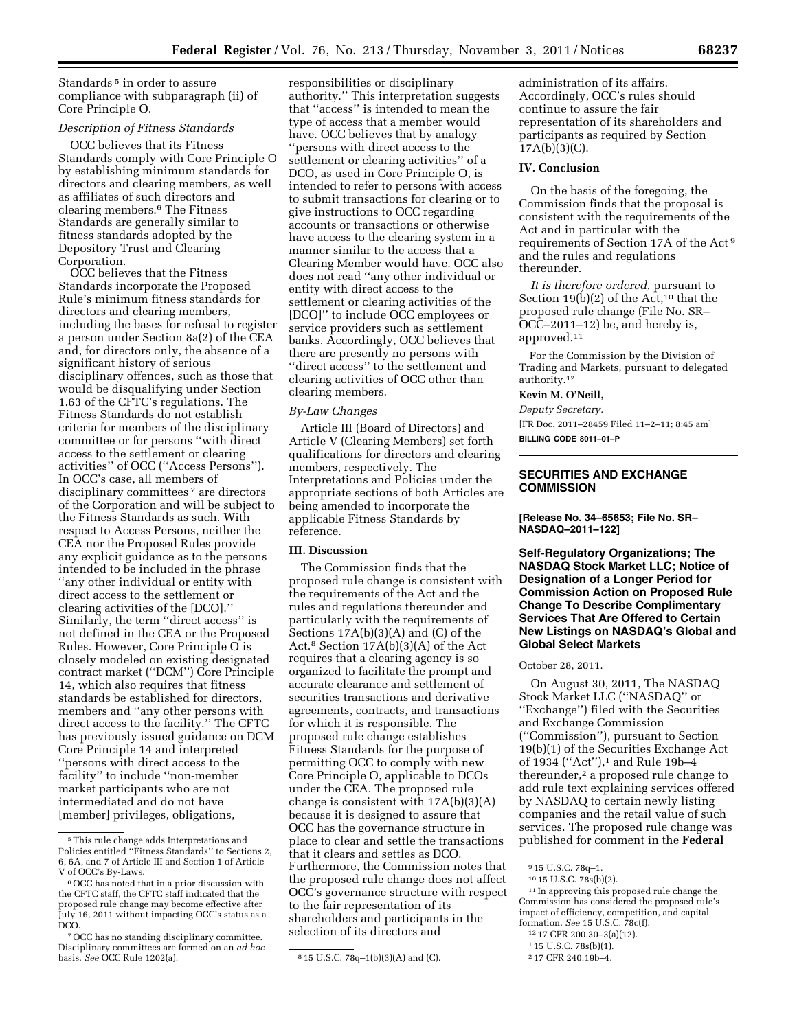Standards[5] in order to assure compliance with subparagraph (ii) of Core Principle O.

*Description of Fitness Standards*

OCC believes that its Fitness Standards comply with Core Principle O by establishing minimum standards for directors and clearing members, as well as affiliates of such directors and clearing members.[6] The Fitness Standards are generally similar to fitness standards adopted by the Depository Trust and Clearing Corporation.

OCC believes that the Fitness Standards incorporate the Proposed Rule's minimum fitness standards for directors and clearing members, including the bases for refusal to register a person under Section 8a(2) of the CEA and, for directors only, the absence of a significant history of serious disciplinary offences, such as those that would be disqualifying under Section 1.63 of the CFTC's regulations. The Fitness Standards do not establish criteria for members of the disciplinary committee or for persons "with direct access to the settlement or clearing activities" of OCC ("Access Persons"). In OCC's case, all members of disciplinary committees[7] are directors of the Corporation and will be subject to the Fitness Standards as such. With respect to Access Persons, neither the CEA nor the Proposed Rules provide any explicit guidance as to the persons intended to be included in the phrase "any other individual or entity with direct access to the settlement or clearing activities of the [DCO]." Similarly, the term "direct access" is not defined in the CEA or the Proposed Rules. However, Core Principle O is closely modeled on existing designated contract market ("DCM") Core Principle 14, which also requires that fitness standards be established for directors, members and "any other persons with direct access to the facility." The CFTC has previously issued guidance on DCM Core Principle 14 and interpreted "persons with direct access to the facility" to include "non-member market participants who are not intermediated and do not have [member] privileges, obligations, responsibilities or disciplinary authority." This interpretation suggests that "access" is intended to mean the type of access that a member would have. OCC believes that by analogy "persons with direct access to the settlement or clearing activities" of a DCO, as used in Core Principle O, is intended to refer to persons with access to submit transactions for clearing or to give instructions to OCC regarding accounts or transactions or otherwise have access to the clearing system in a manner similar to the access that a Clearing Member would have. OCC also does not read "any other individual or entity with direct access to the settlement or clearing activities of the [DCO]" to include OCC employees or service providers such as settlement banks. Accordingly, OCC believes that there are presently no persons with "direct access" to the settlement and clearing activities of OCC other than clearing members.

*By-Law Changes*

Article III (Board of Directors) and Article V (Clearing Members) set forth qualifications for directors and clearing members, respectively. The Interpretations and Policies under the appropriate sections of both Articles are being amended to incorporate the applicable Fitness Standards by reference.

## III. Discussion

The Commission finds that the proposed rule change is consistent with the requirements of the Act and the rules and regulations thereunder and particularly with the requirements of Sections 17A(b)(3)(A) and (C) of the Act.[8] Section 17A(b)(3)(A) of the Act requires that a clearing agency is so organized to facilitate the prompt and accurate clearance and settlement of securities transactions and derivative agreements, contracts, and transactions for which it is responsible. The proposed rule change establishes Fitness Standards for the purpose of permitting OCC to comply with new Core Principle O, applicable to DCOs under the CEA. The proposed rule change is consistent with 17A(b)(3)(A) because it is designed to assure that OCC has the governance structure in place to clear and settle the transactions that it clears and settles as DCO. Furthermore, the Commission notes that the proposed rule change does not affect OCC's governance structure with respect to the fair representation of its shareholders and participants in the selection of its directors and administration of its affairs. Accordingly, OCC's rules should continue to assure the fair representation of its shareholders and participants as required by Section 17A(b)(3)(C).

## IV. Conclusion

On the basis of the foregoing, the Commission finds that the proposal is consistent with the requirements of the Act and in particular with the requirements of Section 17A of the Act[9] and the rules and regulations thereunder.

*It is therefore ordered,* pursuant to Section 19(b)(2) of the Act,[10] that the proposed rule change (File No. SR–OCC–2011–12) be, and hereby is, approved.[11]

For the Commission by the Division of Trading and Markets, pursuant to delegated authority.[12]

**Kevin M. O'Neill,**

*Deputy Secretary.*

[FR Doc. 2011–28459 Filed 11–2–11; 8:45 am]

**BILLING CODE 8011–01–P**

[5] This rule change adds Interpretations and Policies entitled "Fitness Standards" to Sections 2, 6, 6A, and 7 of Article III and Section 1 of Article V of OCC's By-Laws.

[6] OCC has noted that in a prior discussion with the CFTC staff, the CFTC staff indicated that the proposed rule change may become effective after July 16, 2011 without impacting OCC's status as a DCO.

[7] OCC has no standing disciplinary committee. Disciplinary committees are formed on an *ad hoc* basis. *See* OCC Rule 1202(a).

[8] 15 U.S.C. 78q–1(b)(3)(A) and (C).

[9] 15 U.S.C. 78q–1.

[10] 15 U.S.C. 78s(b)(2).

[11] In approving this proposed rule change the Commission has considered the proposed rule's impact of efficiency, competition, and capital formation. *See* 15 U.S.C. 78c(f).

[12] 17 CFR 200.30–3(a)(12).

---

## SECURITIES AND EXCHANGE COMMISSION

**[Release No. 34–65653; File No. SR–NASDAQ–2011–122]**

### Self-Regulatory Organizations; The NASDAQ Stock Market LLC; Notice of Designation of a Longer Period for Commission Action on Proposed Rule Change To Describe Complimentary Services That Are Offered to Certain New Listings on NASDAQ's Global and Global Select Markets

October 28, 2011.

On August 30, 2011, The NASDAQ Stock Market LLC ("NASDAQ" or "Exchange") filed with the Securities and Exchange Commission ("Commission"), pursuant to Section 19(b)(1) of the Securities Exchange Act of 1934 ("Act"),[1] and Rule 19b–4 thereunder,[2] a proposed rule change to add rule text explaining services offered by NASDAQ to certain newly listing companies and the retail value of such services. The proposed rule change was published for comment in the **Federal**

[1] 15 U.S.C. 78s(b)(1).

[2] 17 CFR 240.19b–4.